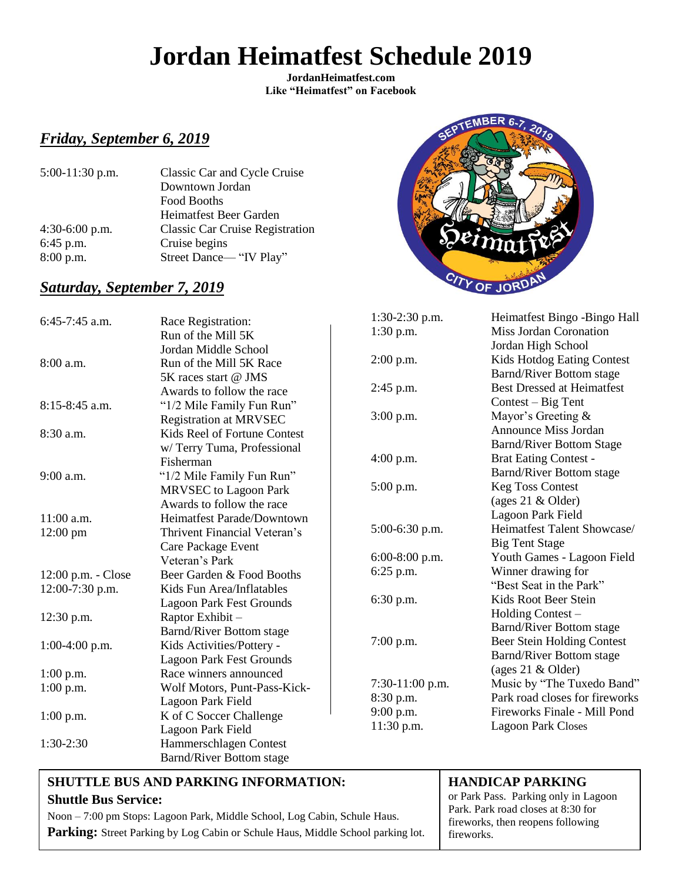# Jordan Heimatfest Schedule 2019

**JordanHeimatfest.com**
**Like "Heimatfest" on Facebook**

## *Friday, September 6, 2019*

| | |
|---|---|
| 5:00-11:30 p.m. | Classic Car and Cycle Cruise<br>Downtown Jordan<br>Food Booths<br>Heimatfest Beer Garden |
| 4:30-6:00 p.m. | Classic Car Cruise Registration |
| 6:45 p.m. | Cruise begins |
| 8:00 p.m. | Street Dance— "IV Play" |

## *Saturday, September 7, 2019*

| | |
|---|---|
| 6:45-7:45 a.m. | Race Registration:<br>Run of the Mill 5K<br>Jordan Middle School |
| 8:00 a.m. | Run of the Mill 5K Race<br>5K races start @ JMS<br>Awards to follow the race |
| 8:15-8:45 a.m. | "1/2 Mile Family Fun Run"<br>Registration at MRVSEC |
| 8:30 a.m. | Kids Reel of Fortune Contest<br>w/ Terry Tuma, Professional Fisherman |
| 9:00 a.m. | "1/2 Mile Family Fun Run"<br>MRVSEC to Lagoon Park<br>Awards to follow the race |
| 11:00 a.m. | Heimatfest Parade/Downtown |
| 12:00 pm | Thrivent Financial Veteran's Care Package Event<br>Veteran's Park |
| 12:00 p.m. - Close | Beer Garden & Food Booths |
| 12:00-7:30 p.m. | Kids Fun Area/Inflatables<br>Lagoon Park Fest Grounds |
| 12:30 p.m. | Raptor Exhibit –<br>Barnd/River Bottom stage |
| 1:00-4:00 p.m. | Kids Activities/Pottery -<br>Lagoon Park Fest Grounds |
| 1:00 p.m. | Race winners announced |
| 1:00 p.m. | Wolf Motors, Punt-Pass-Kick-<br>Lagoon Park Field |
| 1:00 p.m. | K of C Soccer Challenge<br>Lagoon Park Field |
| 1:30-2:30 | Hammerschlagen Contest<br>Barnd/River Bottom stage |
| 1:30-2:30 p.m. | Heimatfest Bingo -Bingo Hall |
| 1:30 p.m. | Miss Jordan Coronation<br>Jordan High School |
| 2:00 p.m. | Kids Hotdog Eating Contest<br>Barnd/River Bottom stage |
| 2:45 p.m. | Best Dressed at Heimatfest Contest – Big Tent |
| 3:00 p.m. | Mayor's Greeting &<br>Announce Miss Jordan<br>Barnd/River Bottom Stage |
| 4:00 p.m. | Brat Eating Contest -<br>Barnd/River Bottom stage |
| 5:00 p.m. | Keg Toss Contest<br>(ages 21 & Older)<br>Lagoon Park Field |
| 5:00-6:30 p.m. | Heimatfest Talent Showcase/<br>Big Tent Stage |
| 6:00-8:00 p.m. | Youth Games - Lagoon Field |
| 6:25 p.m. | Winner drawing for<br>"Best Seat in the Park" |
| 6:30 p.m. | Kids Root Beer Stein<br>Holding Contest –<br>Barnd/River Bottom stage |
| 7:00 p.m. | Beer Stein Holding Contest<br>Barnd/River Bottom stage<br>(ages 21 & Older) |
| 7:30-11:00 p.m. | Music by "The Tuxedo Band" |
| 8:30 p.m. | Park road closes for fireworks |
| 9:00 p.m. | Fireworks Finale - Mill Pond |
| 11:30 p.m. | Lagoon Park Closes |

### SHUTTLE BUS AND PARKING INFORMATION:

**Shuttle Bus Service:**

Noon – 7:00 pm Stops: Lagoon Park, Middle School, Log Cabin, Schule Haus.

**Parking:** Street Parking by Log Cabin or Schule Haus, Middle School parking lot.

### HANDICAP PARKING

or Park Pass. Parking only in Lagoon Park. Park road closes at 8:30 for fireworks, then reopens following fireworks.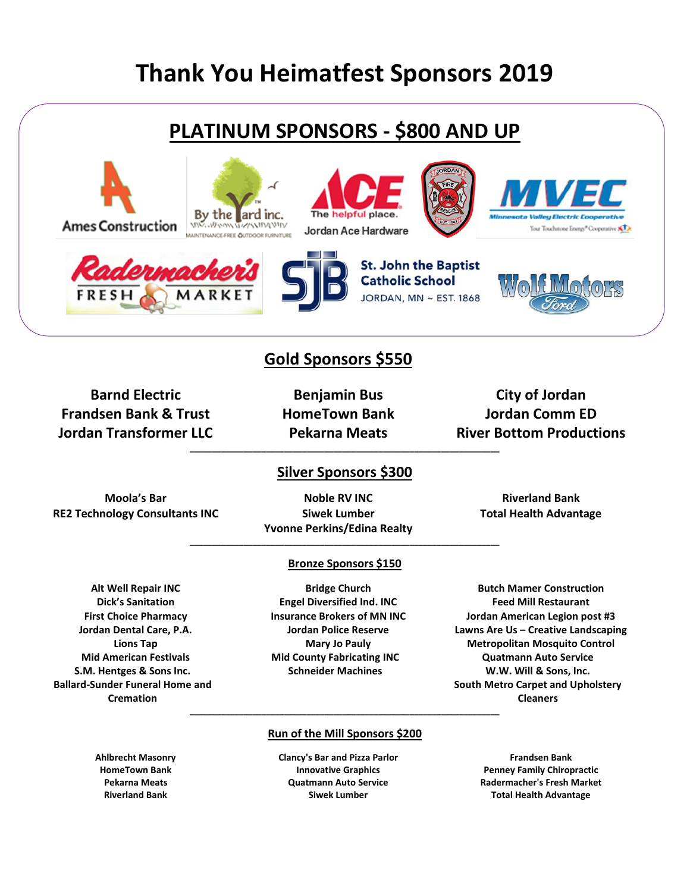# Thank You Heimatfest Sponsors 2019

## PLATINUM SPONSORS - $800 AND UP

Ames Construction

By the Yard inc. MAINTENANCE-FREE OUTDOOR FURNITURE

ACE The helpful place. Jordan Ace Hardware

JORDAN FIRE RESCUE EST. 1883

MVEC Minnesota Valley Electric Cooperative Your Touchstone Energy® Cooperative

Radermacher's FRESH MARKET

SJB St. John the Baptist Catholic School JORDAN, MN ~ EST. 1868

Wolf Motors Ford

## Gold Sponsors $550

**Barnd Electric**
**Frandsen Bank & Trust**
**Jordan Transformer LLC**
**Benjamin Bus**
**HomeTown Bank**
**Pekarna Meats**
**City of Jordan**
**Jordan Comm ED**
**River Bottom Productions**

## Silver Sponsors $300

**Moola's Bar**
**RE2 Technology Consultants INC**
**Noble RV INC**
**Siwek Lumber**
**Yvonne Perkins/Edina Realty**
**Riverland Bank**
**Total Health Advantage**

## Bronze Sponsors $150

**Alt Well Repair INC**
**Dick's Sanitation**
**First Choice Pharmacy**
**Jordan Dental Care, P.A.**
**Lions Tap**
**Mid American Festivals**
**S.M. Hentges & Sons Inc.**
**Ballard-Sunder Funeral Home and Cremation**
**Bridge Church**
**Engel Diversified Ind. INC**
**Insurance Brokers of MN INC**
**Jordan Police Reserve**
**Mary Jo Pauly**
**Mid County Fabricating INC**
**Schneider Machines**
**Butch Mamer Construction**
**Feed Mill Restaurant**
**Jordan American Legion post #3**
**Lawns Are Us – Creative Landscaping**
**Metropolitan Mosquito Control**
**Quatmann Auto Service**
**W.W. Will & Sons, Inc.**
**South Metro Carpet and Upholstery Cleaners**

## Run of the Mill Sponsors $200

**Ahlbrecht Masonry**
**HomeTown Bank**
**Pekarna Meats**
**Riverland Bank**
**Clancy's Bar and Pizza Parlor**
**Innovative Graphics**
**Quatmann Auto Service**
**Siwek Lumber**
**Frandsen Bank**
**Penney Family Chiropractic**
**Radermacher's Fresh Market**
**Total Health Advantage**